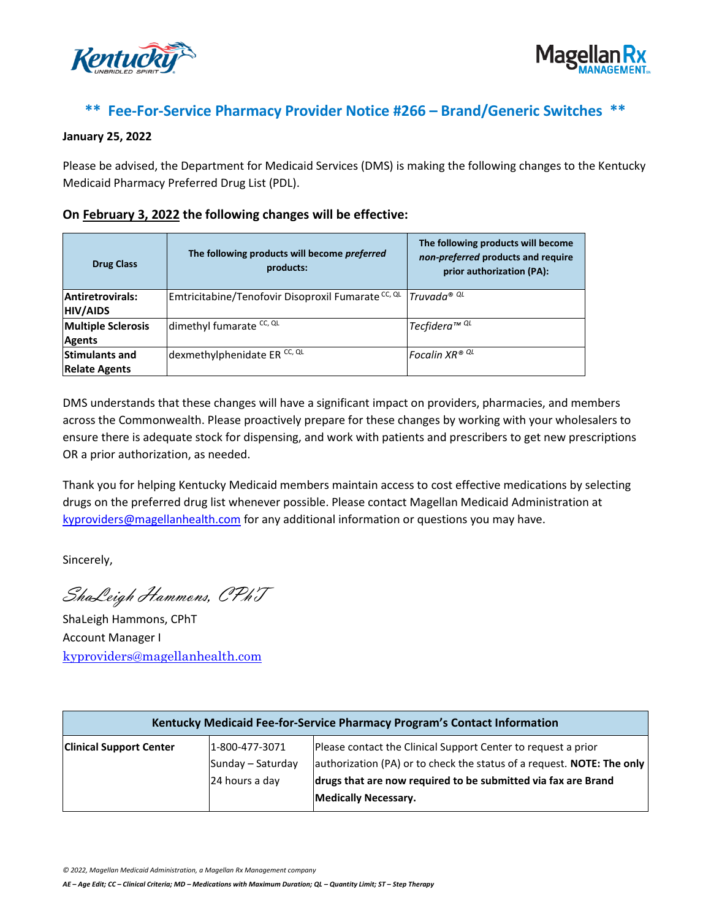## ** Fee-For-Service Pharmacy Provider Notice #266 – Brand/Generic Switches **

**January 25, 2022**

Please be advised, the Department for Medicaid Services (DMS) is making the following changes to the Kentucky Medicaid Pharmacy Preferred Drug List (PDL).

### On February 3, 2022 the following changes will be effective:

| Drug Class | The following products will become *preferred* products: | The following products will become *non-preferred* products and require prior authorization (PA): |
|---|---|---|
| **Antiretrovirals: HIV/AIDS** | Emtricitabine/Tenofovir Disoproxil Fumarate [CC, QL] | *Truvada® [QL]* |
| **Multiple Sclerosis Agents** | dimethyl fumarate [CC, QL] | *Tecfidera™ [QL]* |
| **Stimulants and Relate Agents** | dexmethylphenidate ER [CC, QL] | *Focalin XR® [QL]* |

DMS understands that these changes will have a significant impact on providers, pharmacies, and members across the Commonwealth. Please proactively prepare for these changes by working with your wholesalers to ensure there is adequate stock for dispensing, and work with patients and prescribers to get new prescriptions OR a prior authorization, as needed.

Thank you for helping Kentucky Medicaid members maintain access to cost effective medications by selecting drugs on the preferred drug list whenever possible. Please contact Magellan Medicaid Administration at kyproviders@magellanhealth.com for any additional information or questions you may have.

Sincerely,

*ShaLeigh Hammons, CPhT*

ShaLeigh Hammons, CPhT
Account Manager I
kyproviders@magellanhealth.com

| Kentucky Medicaid Fee-for-Service Pharmacy Program's Contact Information | | |
|---|---|---|
| **Clinical Support Center** | 1-800-477-3071<br>Sunday – Saturday<br>24 hours a day | Please contact the Clinical Support Center to request a prior authorization (PA) or to check the status of a request. **NOTE: The only drugs that are now required to be submitted via fax are Brand Medically Necessary.** |

*© 2022, Magellan Medicaid Administration, a Magellan Rx Management company*

***AE – Age Edit; CC – Clinical Criteria; MD – Medications with Maximum Duration; QL – Quantity Limit; ST – Step Therapy***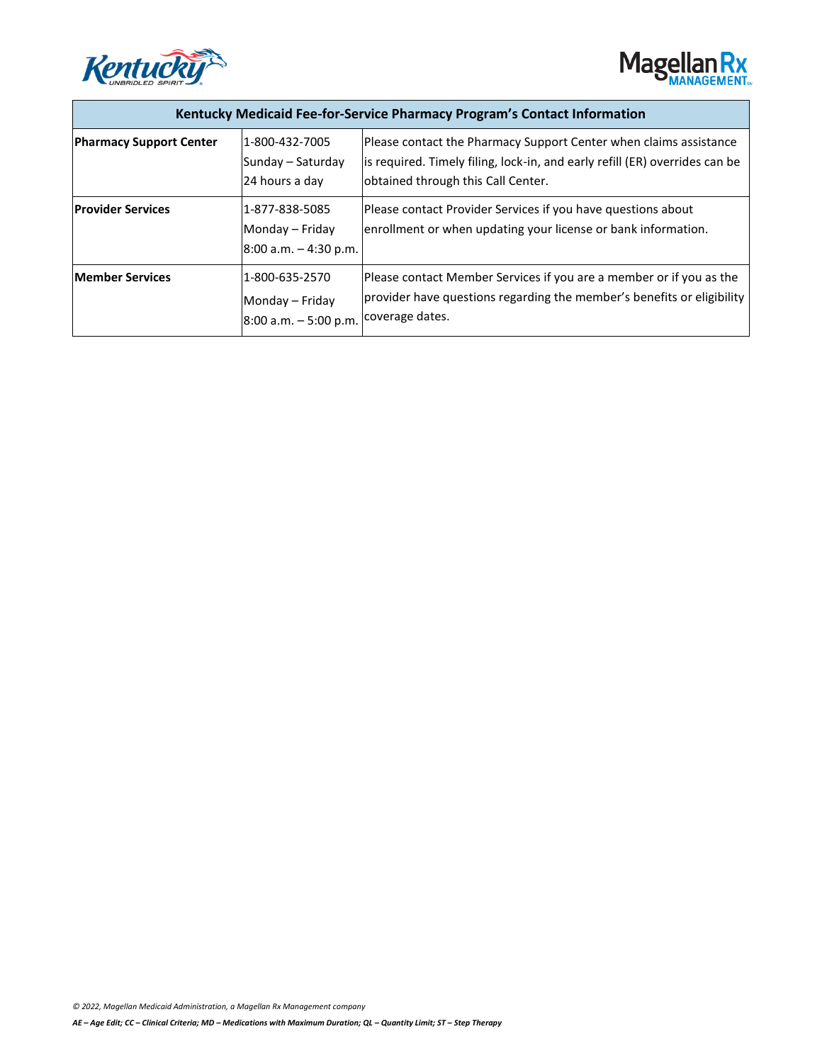| Kentucky Medicaid Fee-for-Service Pharmacy Program's Contact Information | | |
|---|---|---|
| **Pharmacy Support Center** | 1-800-432-7005<br>Sunday – Saturday<br>24 hours a day | Please contact the Pharmacy Support Center when claims assistance is required. Timely filing, lock-in, and early refill (ER) overrides can be obtained through this Call Center. |
| **Provider Services** | 1-877-838-5085<br>Monday – Friday<br>8:00 a.m. – 4:30 p.m. | Please contact Provider Services if you have questions about enrollment or when updating your license or bank information. |
| **Member Services** | 1-800-635-2570<br>Monday – Friday<br>8:00 a.m. – 5:00 p.m. | Please contact Member Services if you are a member or if you as the provider have questions regarding the member's benefits or eligibility coverage dates. |

*© 2022, Magellan Medicaid Administration, a Magellan Rx Management company*

***AE – Age Edit; CC – Clinical Criteria; MD – Medications with Maximum Duration; QL – Quantity Limit; ST – Step Therapy***